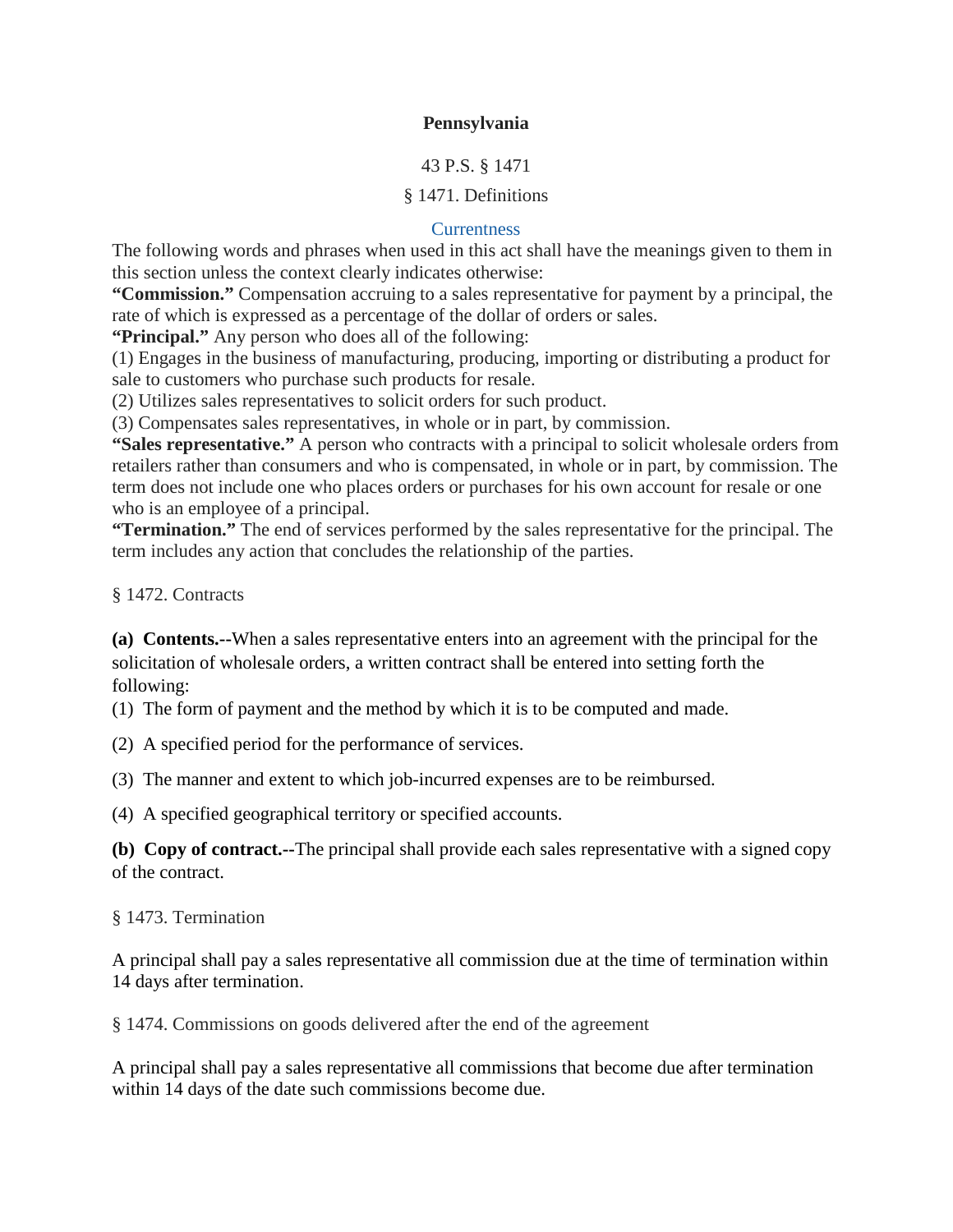**Pennsylvania**

43 P.S. § 1471

§ 1471. Definitions

Currentness

The following words and phrases when used in this act shall have the meanings given to them in this section unless the context clearly indicates otherwise:

**"Commission."** Compensation accruing to a sales representative for payment by a principal, the rate of which is expressed as a percentage of the dollar of orders or sales.

**"Principal."** Any person who does all of the following:

(1) Engages in the business of manufacturing, producing, importing or distributing a product for sale to customers who purchase such products for resale.

(2) Utilizes sales representatives to solicit orders for such product.

(3) Compensates sales representatives, in whole or in part, by commission.

**"Sales representative."** A person who contracts with a principal to solicit wholesale orders from retailers rather than consumers and who is compensated, in whole or in part, by commission. The term does not include one who places orders or purchases for his own account for resale or one who is an employee of a principal.

**"Termination."** The end of services performed by the sales representative for the principal. The term includes any action that concludes the relationship of the parties.

§ 1472. Contracts

**(a) Contents.--**When a sales representative enters into an agreement with the principal for the solicitation of wholesale orders, a written contract shall be entered into setting forth the following:

(1) The form of payment and the method by which it is to be computed and made.

(2) A specified period for the performance of services.

(3) The manner and extent to which job-incurred expenses are to be reimbursed.

(4) A specified geographical territory or specified accounts.

**(b) Copy of contract.--**The principal shall provide each sales representative with a signed copy of the contract.

§ 1473. Termination

A principal shall pay a sales representative all commission due at the time of termination within 14 days after termination.

§ 1474. Commissions on goods delivered after the end of the agreement

A principal shall pay a sales representative all commissions that become due after termination within 14 days of the date such commissions become due.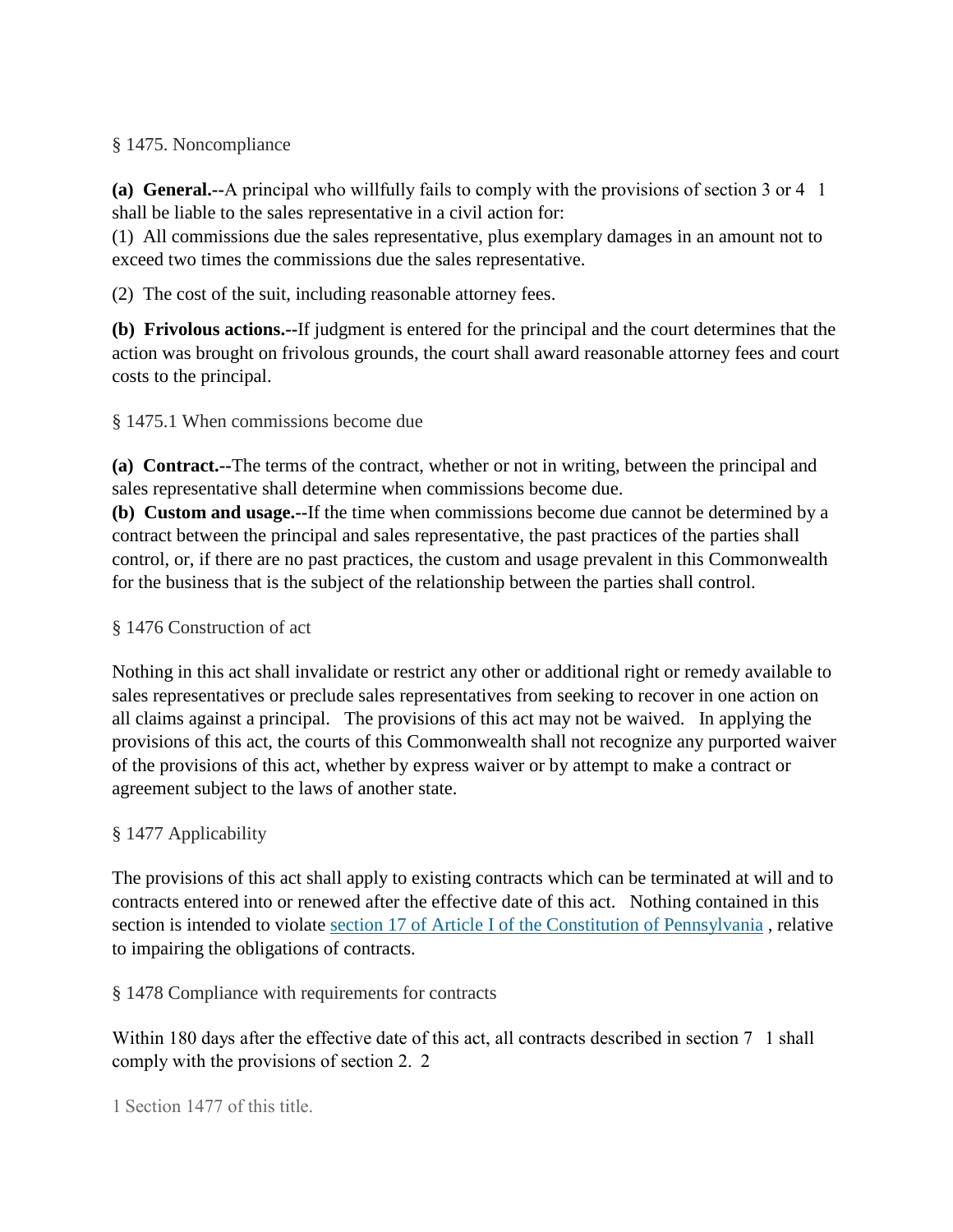§ 1475. Noncompliance

**(a) General.--**A principal who willfully fails to comply with the provisions of section 3 or 4 [1] shall be liable to the sales representative in a civil action for:

(1) All commissions due the sales representative, plus exemplary damages in an amount not to exceed two times the commissions due the sales representative.

(2) The cost of the suit, including reasonable attorney fees.

**(b) Frivolous actions.--**If judgment is entered for the principal and the court determines that the action was brought on frivolous grounds, the court shall award reasonable attorney fees and court costs to the principal.

§ 1475.1 When commissions become due

**(a) Contract.--**The terms of the contract, whether or not in writing, between the principal and sales representative shall determine when commissions become due.

**(b) Custom and usage.--**If the time when commissions become due cannot be determined by a contract between the principal and sales representative, the past practices of the parties shall control, or, if there are no past practices, the custom and usage prevalent in this Commonwealth for the business that is the subject of the relationship between the parties shall control.

§ 1476 Construction of act

Nothing in this act shall invalidate or restrict any other or additional right or remedy available to sales representatives or preclude sales representatives from seeking to recover in one action on all claims against a principal. The provisions of this act may not be waived. In applying the provisions of this act, the courts of this Commonwealth shall not recognize any purported waiver of the provisions of this act, whether by express waiver or by attempt to make a contract or agreement subject to the laws of another state.

§ 1477 Applicability

The provisions of this act shall apply to existing contracts which can be terminated at will and to contracts entered into or renewed after the effective date of this act. Nothing contained in this section is intended to violate section 17 of Article I of the Constitution of Pennsylvania, relative to impairing the obligations of contracts.

§ 1478 Compliance with requirements for contracts

Within 180 days after the effective date of this act, all contracts described in section 7 [1] shall comply with the provisions of section 2. [2]

1 Section 1477 of this title.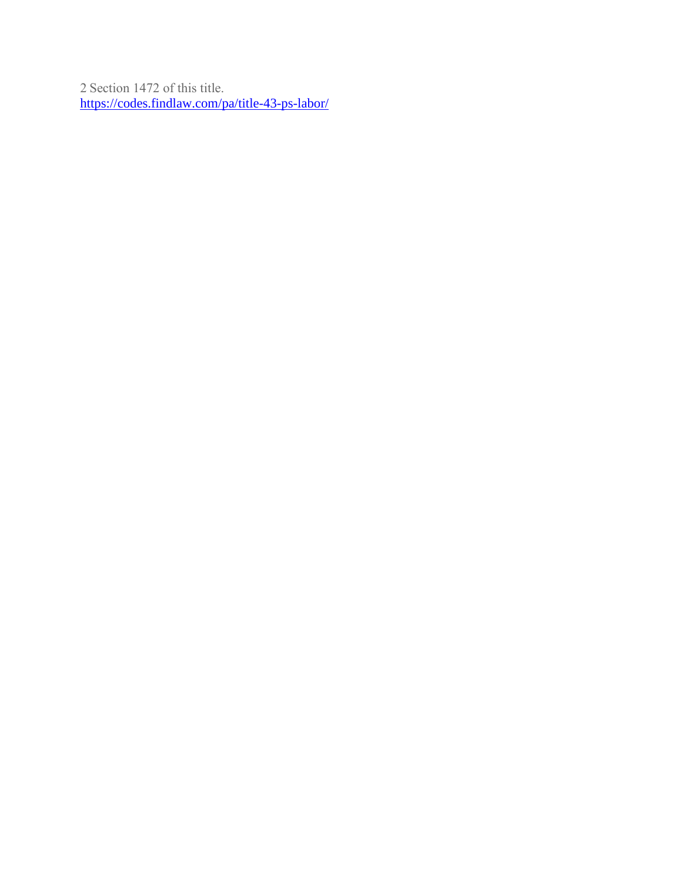2 Section 1472 of this title.
https://codes.findlaw.com/pa/title-43-ps-labor/